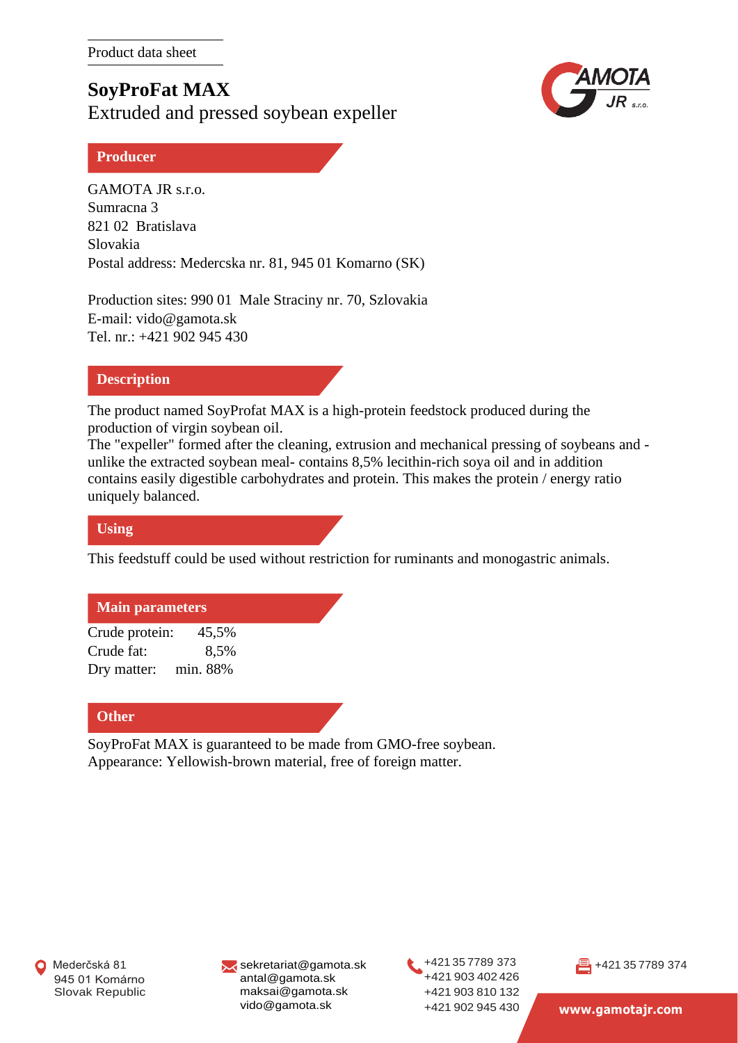Product data sheet

# SoyProFat MAX

Extruded and pressed soybean expeller

## Producer

GAMOTA JR s.r.o.
Sumracna 3
821 02 Bratislava
Slovakia
Postal address: Medercska nr. 81, 945 01 Komarno (SK)

Production sites: 990 01 Male Straciny nr. 70, Szlovakia
E-mail: vido@gamota.sk
Tel. nr.: +421 902 945 430

## Description

The product named SoyProfat MAX is a high-protein feedstock produced during the production of virgin soybean oil.
The "expeller" formed after the cleaning, extrusion and mechanical pressing of soybeans and - unlike the extracted soybean meal- contains 8,5% lecithin-rich soya oil and in addition contains easily digestible carbohydrates and protein. This makes the protein / energy ratio uniquely balanced.

## Using

This feedstuff could be used without restriction for ruminants and monogastric animals.

## Main parameters

| Parameter | Value |
| --- | --- |
| Crude protein: | 45,5% |
| Crude fat: | 8,5% |
| Dry matter: | min. 88% |

## Other

SoyProFat MAX is guaranteed to be made from GMO-free soybean.
Appearance: Yellowish-brown material, free of foreign matter.

Mederčská 81
945 01 Komárno
Slovak Republic

sekretariat@gamota.sk
antal@gamota.sk
maksai@gamota.sk
vido@gamota.sk

+421 35 7789 373
+421 903 402 426
+421 903 810 132
+421 902 945 430

+421 35 7789 374

www.gamotajr.com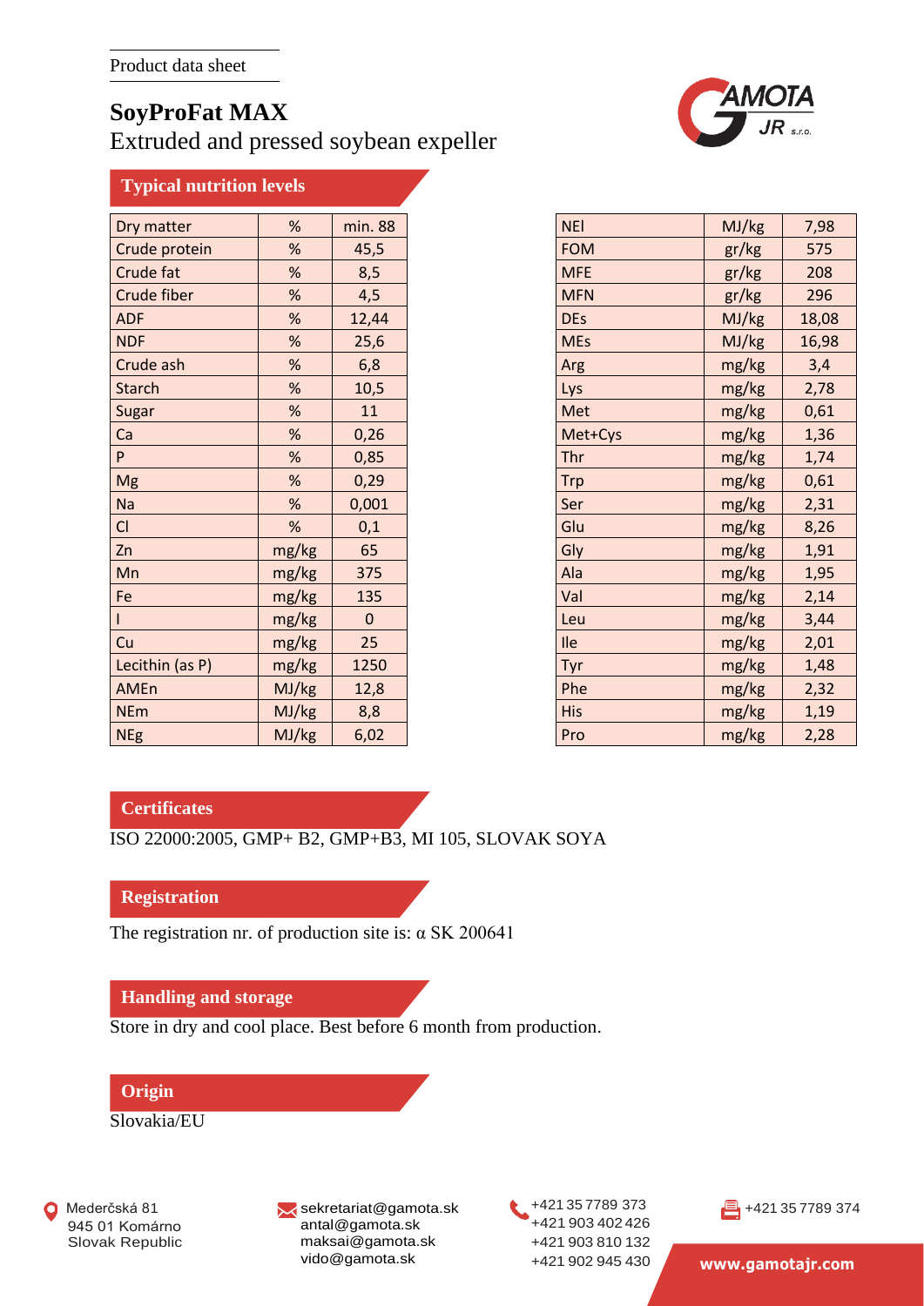Product data sheet

# SoyProFat MAX

Extruded and pressed soybean expeller

## Typical nutrition levels

| | | |
|---|---|---|
| Dry matter | % | min. 88 |
| Crude protein | % | 45,5 |
| Crude fat | % | 8,5 |
| Crude fiber | % | 4,5 |
| ADF | % | 12,44 |
| NDF | % | 25,6 |
| Crude ash | % | 6,8 |
| Starch | % | 10,5 |
| Sugar | % | 11 |
| Ca | % | 0,26 |
| P | % | 0,85 |
| Mg | % | 0,29 |
| Na | % | 0,001 |
| Cl | % | 0,1 |
| Zn | mg/kg | 65 |
| Mn | mg/kg | 375 |
| Fe | mg/kg | 135 |
| I | mg/kg | 0 |
| Cu | mg/kg | 25 |
| Lecithin (as P) | mg/kg | 1250 |
| AMEn | MJ/kg | 12,8 |
| NEm | MJ/kg | 8,8 |
| NEg | MJ/kg | 6,02 |

| | | |
|---|---|---|
| NEl | MJ/kg | 7,98 |
| FOM | gr/kg | 575 |
| MFE | gr/kg | 208 |
| MFN | gr/kg | 296 |
| DEs | MJ/kg | 18,08 |
| MEs | MJ/kg | 16,98 |
| Arg | mg/kg | 3,4 |
| Lys | mg/kg | 2,78 |
| Met | mg/kg | 0,61 |
| Met+Cys | mg/kg | 1,36 |
| Thr | mg/kg | 1,74 |
| Trp | mg/kg | 0,61 |
| Ser | mg/kg | 2,31 |
| Glu | mg/kg | 8,26 |
| Gly | mg/kg | 1,91 |
| Ala | mg/kg | 1,95 |
| Val | mg/kg | 2,14 |
| Leu | mg/kg | 3,44 |
| Ile | mg/kg | 2,01 |
| Tyr | mg/kg | 1,48 |
| Phe | mg/kg | 2,32 |
| His | mg/kg | 1,19 |
| Pro | mg/kg | 2,28 |

## Certificates

ISO 22000:2005, GMP+ B2, GMP+B3, MI 105, SLOVAK SOYA

## Registration

The registration nr. of production site is: α SK 200641

## Handling and storage

Store in dry and cool place. Best before 6 month from production.

## Origin

Slovakia/EU

Mederčská 81
945 01 Komárno
Slovak Republic

sekretariat@gamota.sk
antal@gamota.sk
maksai@gamota.sk
vido@gamota.sk

+421 35 7789 373
+421 903 402 426
+421 903 810 132
+421 902 945 430

+421 35 7789 374

www.gamotajr.com